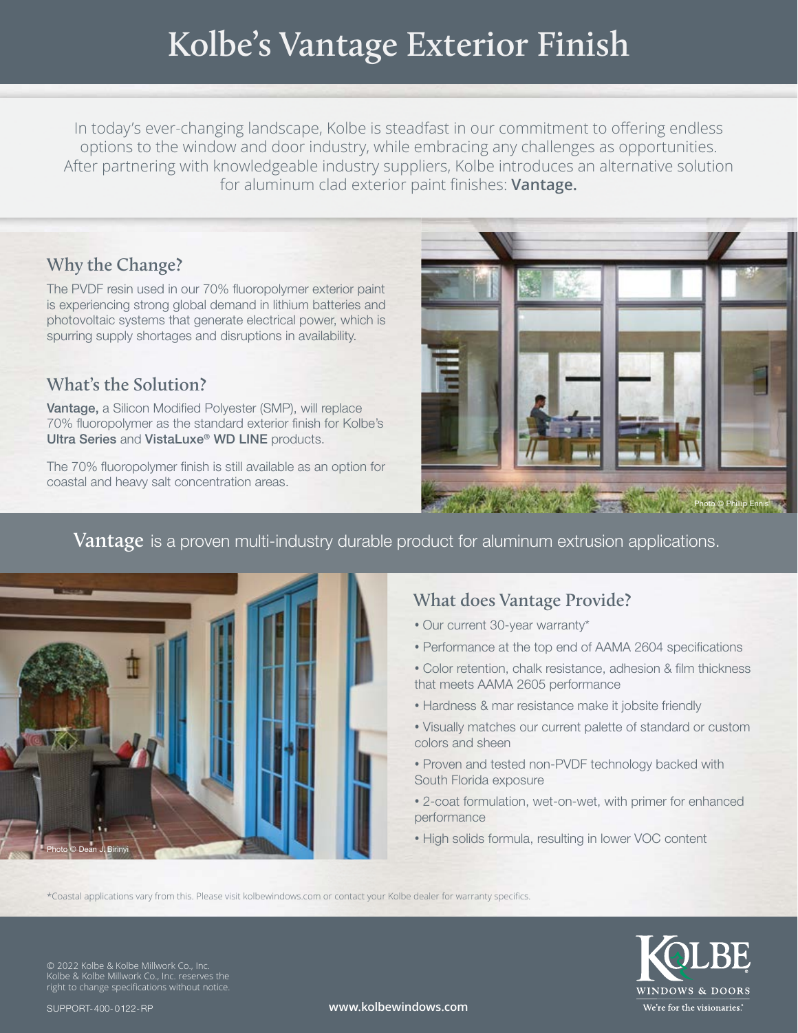# Kolbe's Vantage Exterior Finish

In today's ever-changing landscape, Kolbe is steadfast in our commitment to offering endless options to the window and door industry, while embracing any challenges as opportunities. After partnering with knowledgeable industry suppliers, Kolbe introduces an alternative solution for aluminum clad exterior paint finishes: **Vantage.**

## Why the Change?

The PVDF resin used in our 70% fluoropolymer exterior paint is experiencing strong global demand in lithium batteries and photovoltaic systems that generate electrical power, which is spurring supply shortages and disruptions in availability.

## What's the Solution?

**Vantage,** a Silicon Modified Polyester (SMP), will replace 70% fluoropolymer as the standard exterior finish for Kolbe's **Ultra Series** and **VistaLuxe® WD LINE** products.

The 70% fluoropolymer finish is still available as an option for coastal and heavy salt concentration areas.

Photo © Phillip Ennis

**Vantage** is a proven multi-industry durable product for aluminum extrusion applications.

Photo © Dean J. Birinyi

## What does Vantage Provide?

- Our current 30-year warranty*
- Performance at the top end of AAMA 2604 specifications
- Color retention, chalk resistance, adhesion & film thickness that meets AAMA 2605 performance
- Hardness & mar resistance make it jobsite friendly
- Visually matches our current palette of standard or custom colors and sheen
- Proven and tested non-PVDF technology backed with South Florida exposure
- 2-coat formulation, wet-on-wet, with primer for enhanced performance
- High solids formula, resulting in lower VOC content

*Coastal applications vary from this. Please visit kolbewindows.com or contact your Kolbe dealer for warranty specifics.

© 2022 Kolbe & Kolbe Millwork Co., Inc.
Kolbe & Kolbe Millwork Co., Inc. reserves the right to change specifications without notice.

SUPPORT-400-0122-RP

www.kolbewindows.com

KOLBE WINDOWS & DOORS
We're for the visionaries.®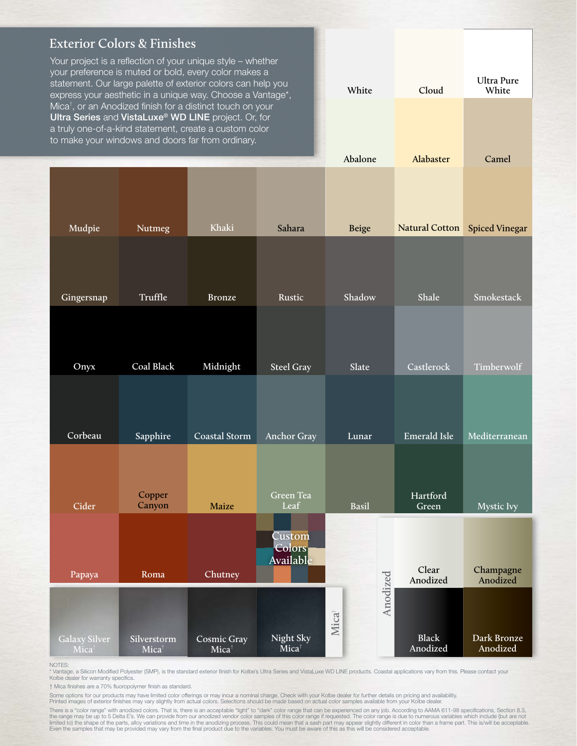# Exterior Colors & Finishes

Your project is a reflection of your unique style – whether your preference is muted or bold, every color makes a statement. Our large palette of exterior colors can help you express your aesthetic in a unique way. Choose a Vantage*, Mica†, or an Anodized finish for a distinct touch on your **Ultra Series** and **VistaLuxe® WD LINE** project. Or, for a truly one-of-a-kind statement, create a custom color to make your windows and doors far from ordinary.

White
Cloud
Ultra Pure White
Abalone
Alabaster
Camel
Mudpie
Nutmeg
Khaki
Sahara
Beige
Natural Cotton
Spiced Vinegar
Gingersnap
Truffle
Bronze
Rustic
Shadow
Shale
Smokestack
Onyx
Coal Black
Midnight
Steel Gray
Slate
Castlerock
Timberwolf
Corbeau
Sapphire
Coastal Storm
Anchor Gray
Lunar
Emerald Isle
Mediterranean
Cider
Copper Canyon
Maize
Green Tea Leaf
Basil
Hartford Green
Mystic Ivy
Papaya
Roma
Chutney
Custom Colors Available

Anodized
Clear Anodized
Champagne Anodized
Black Anodized
Dark Bronze Anodized

Mica†
Galaxy Silver Mica†
Silverstorm Mica†
Cosmic Gray Mica†
Night Sky Mica†

NOTES:
* Vantage, a Silicon Modified Polyester (SMP), is the standard exterior finish for Kolbe's Ultra Series and VistaLuxe WD LINE products. Coastal applications vary from this. Please contact your Kolbe dealer for warranty specifics.

† Mica finishes are a 70% fluoropolymer finish as standard.

Some options for our products may have limited color offerings or may incur a nominal charge. Check with your Kolbe dealer for further details on pricing and availability.
Printed images of exterior finishes may vary slightly from actual colors. Selections should be made based on actual color samples available from your Kolbe dealer.

There is a "color range" with anodized colors. That is, there is an acceptable "light" to "dark" color range that can be experienced on any job. According to AAMA 611-98 specifications, Section 8.3, the range may be up to 5 Delta E's. We can provide from our anodized vendor color samples of this color range if requested. The color range is due to numerous variables which include (but are not limited to) the shape of the parts, alloy variations and time in the anodizing process. This could mean that a sash part may appear slightly different in color than a frame part. This is/will be acceptable. Even the samples that may be provided may vary from the final product due to the variables. You must be aware of this as this will be considered acceptable.